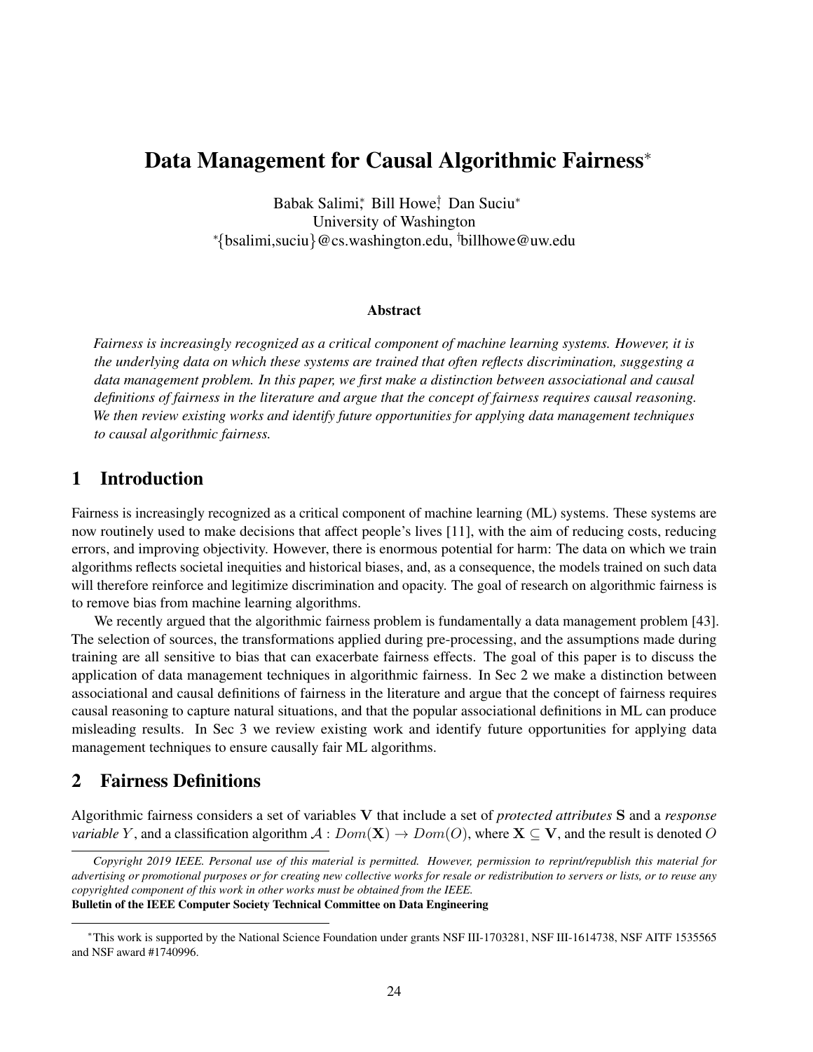# Data Management for Causal Algorithmic Fairness*

Babak Salimi*, Bill Howe†, Dan Suciu*
University of Washington
*{bsalimi,suciu}@cs.washington.edu, †billhowe@uw.edu

### Abstract

*Fairness is increasingly recognized as a critical component of machine learning systems. However, it is the underlying data on which these systems are trained that often reflects discrimination, suggesting a data management problem. In this paper, we first make a distinction between associational and causal definitions of fairness in the literature and argue that the concept of fairness requires causal reasoning. We then review existing works and identify future opportunities for applying data management techniques to causal algorithmic fairness.*

## 1 Introduction

Fairness is increasingly recognized as a critical component of machine learning (ML) systems. These systems are now routinely used to make decisions that affect people's lives [11], with the aim of reducing costs, reducing errors, and improving objectivity. However, there is enormous potential for harm: The data on which we train algorithms reflects societal inequities and historical biases, and, as a consequence, the models trained on such data will therefore reinforce and legitimize discrimination and opacity. The goal of research on algorithmic fairness is to remove bias from machine learning algorithms.

We recently argued that the algorithmic fairness problem is fundamentally a data management problem [43]. The selection of sources, the transformations applied during pre-processing, and the assumptions made during training are all sensitive to bias that can exacerbate fairness effects. The goal of this paper is to discuss the application of data management techniques in algorithmic fairness. In Sec 2 we make a distinction between associational and causal definitions of fairness in the literature and argue that the concept of fairness requires causal reasoning to capture natural situations, and that the popular associational definitions in ML can produce misleading results. In Sec 3 we review existing work and identify future opportunities for applying data management techniques to ensure causally fair ML algorithms.

## 2 Fairness Definitions

Algorithmic fairness considers a set of variables $\mathbf{V}$ that include a set of *protected attributes* $\mathbf{S}$ and a *response variable* $Y$, and a classification algorithm $\mathcal{A} : Dom(\mathbf{X}) \rightarrow Dom(O)$, where $\mathbf{X} \subseteq \mathbf{V}$, and the result is denoted $O$

---

*Copyright 2019 IEEE. Personal use of this material is permitted. However, permission to reprint/republish this material for advertising or promotional purposes or for creating new collective works for resale or redistribution to servers or lists, or to reuse any copyrighted component of this work in other works must be obtained from the IEEE.*
**Bulletin of the IEEE Computer Society Technical Committee on Data Engineering**

---

*This work is supported by the National Science Foundation under grants NSF III-1703281, NSF III-1614738, NSF AITF 1535565 and NSF award #1740996.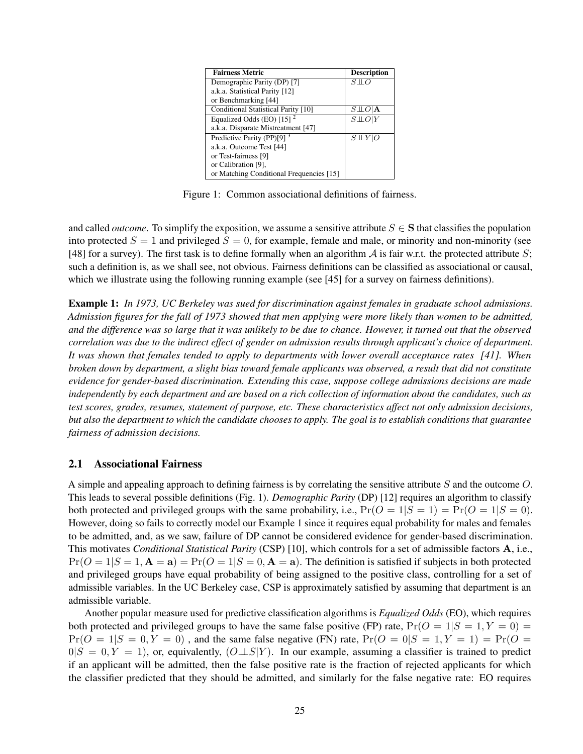| Fairness Metric | Description |
|---|---|
| Demographic Parity (DP) [7] a.k.a. Statistical Parity [12] or Benchmarking [44] | $S \perp\!\!\!\perp O$ |
| Conditional Statistical Parity [10] | $S \perp\!\!\!\perp O \mid \mathbf{A}$ |
| Equalized Odds (EO) [15] [2] a.k.a. Disparate Mistreatment [47] | $S \perp\!\!\!\perp O \mid Y$ |
| Predictive Parity (PP)[9] [3] a.k.a. Outcome Test [44] or Test-fairness [9] or Calibration [9], or Matching Conditional Frequencies [15] | $S \perp\!\!\!\perp Y \mid O$ |

Figure 1: Common associational definitions of fairness.

and called *outcome*. To simplify the exposition, we assume a sensitive attribute $S \in \mathbf{S}$ that classifies the population into protected $S = 1$ and privileged $S = 0$, for example, female and male, or minority and non-minority (see [48] for a survey). The first task is to define formally when an algorithm $\mathcal{A}$ is fair w.r.t. the protected attribute $S$; such a definition is, as we shall see, not obvious. Fairness definitions can be classified as associational or causal, which we illustrate using the following running example (see [45] for a survey on fairness definitions).

**Example 1:** ***In 1973, UC Berkeley was sued for discrimination against females in graduate school admissions. Admission figures for the fall of 1973 showed that men applying were more likely than women to be admitted, and the difference was so large that it was unlikely to be due to chance. However, it turned out that the observed correlation was due to the indirect effect of gender on admission results through applicant's choice of department. It was shown that females tended to apply to departments with lower overall acceptance rates [41]. When broken down by department, a slight bias toward female applicants was observed, a result that did not constitute evidence for gender-based discrimination. Extending this case, suppose college admissions decisions are made independently by each department and are based on a rich collection of information about the candidates, such as test scores, grades, resumes, statement of purpose, etc. These characteristics affect not only admission decisions, but also the department to which the candidate chooses to apply. The goal is to establish conditions that guarantee fairness of admission decisions.***

### 2.1 Associational Fairness

A simple and appealing approach to defining fairness is by correlating the sensitive attribute $S$ and the outcome $O$. This leads to several possible definitions (Fig. 1). *Demographic Parity* (DP) [12] requires an algorithm to classify both protected and privileged groups with the same probability, i.e., $\Pr(O = 1|S = 1) = \Pr(O = 1|S = 0)$. However, doing so fails to correctly model our Example 1 since it requires equal probability for males and females to be admitted, and, as we saw, failure of DP cannot be considered evidence for gender-based discrimination. This motivates *Conditional Statistical Parity* (CSP) [10], which controls for a set of admissible factors $\mathbf{A}$, i.e., $\Pr(O = 1|S = 1, \mathbf{A} = \mathbf{a}) = \Pr(O = 1|S = 0, \mathbf{A} = \mathbf{a})$. The definition is satisfied if subjects in both protected and privileged groups have equal probability of being assigned to the positive class, controlling for a set of admissible variables. In the UC Berkeley case, CSP is approximately satisfied by assuming that department is an admissible variable.

Another popular measure used for predictive classification algorithms is *Equalized Odds* (EO), which requires both protected and privileged groups to have the same false positive (FP) rate, $\Pr(O = 1|S = 1, Y = 0) = \Pr(O = 1|S = 0, Y = 0)$ , and the same false negative (FN) rate, $\Pr(O = 0|S = 1, Y = 1) = \Pr(O = 0|S = 0, Y = 1)$, or, equivalently, $(O \perp\!\!\!\perp S|Y)$. In our example, assuming a classifier is trained to predict if an applicant will be admitted, then the false positive rate is the fraction of rejected applicants for which the classifier predicted that they should be admitted, and similarly for the false negative rate: EO requires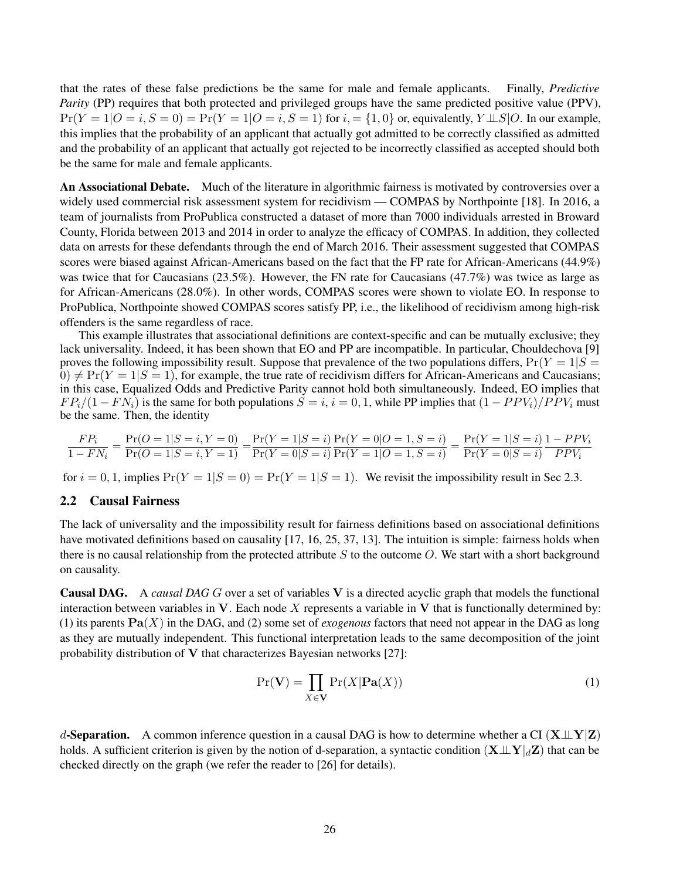that the rates of these false predictions be the same for male and female applicants. Finally, *Predictive Parity* (PP) requires that both protected and privileged groups have the same predicted positive value (PPV), $\Pr(Y = 1|O = i, S = 0) = \Pr(Y = 1|O = i, S = 1)$ for $i, = \{1, 0\}$ or, equivalently, $Y \perp\!\!\!\perp S|O$. In our example, this implies that the probability of an applicant that actually got admitted to be correctly classified as admitted and the probability of an applicant that actually got rejected to be incorrectly classified as accepted should both be the same for male and female applicants.

**An Associational Debate.** Much of the literature in algorithmic fairness is motivated by controversies over a widely used commercial risk assessment system for recidivism — COMPAS by Northpointe [18]. In 2016, a team of journalists from ProPublica constructed a dataset of more than 7000 individuals arrested in Broward County, Florida between 2013 and 2014 in order to analyze the efficacy of COMPAS. In addition, they collected data on arrests for these defendants through the end of March 2016. Their assessment suggested that COMPAS scores were biased against African-Americans based on the fact that the FP rate for African-Americans (44.9%) was twice that for Caucasians (23.5%). However, the FN rate for Caucasians (47.7%) was twice as large as for African-Americans (28.0%). In other words, COMPAS scores were shown to violate EO. In response to ProPublica, Northpointe showed COMPAS scores satisfy PP, i.e., the likelihood of recidivism among high-risk offenders is the same regardless of race.

This example illustrates that associational definitions are context-specific and can be mutually exclusive; they lack universality. Indeed, it has been shown that EO and PP are incompatible. In particular, Chouldechova [9] proves the following impossibility result. Suppose that prevalence of the two populations differs, $\Pr(Y = 1|S = 0) \neq \Pr(Y = 1|S = 1)$, for example, the true rate of recidivism differs for African-Americans and Caucasians; in this case, Equalized Odds and Predictive Parity cannot hold both simultaneously. Indeed, EO implies that $FP_i/(1 - FN_i)$ is the same for both populations $S = i$, $i = 0, 1$, while PP implies that $(1 - PPV_i)/PPV_i$ must be the same. Then, the identity

$$\frac{FP_i}{1 - FN_i} = \frac{\Pr(O = 1|S = i, Y = 0)}{\Pr(O = 1|S = i, Y = 1)} = \frac{\Pr(Y = 1|S = i)}{\Pr(Y = 0|S = i)} \frac{\Pr(Y = 0|O = 1, S = i)}{\Pr(Y = 1|O = 1, S = i)} = \frac{\Pr(Y = 1|S = i)}{\Pr(Y = 0|S = i)} \frac{1 - PPV_i}{PPV_i}$$

for $i = 0, 1$, implies $\Pr(Y = 1|S = 0) = \Pr(Y = 1|S = 1)$. We revisit the impossibility result in Sec 2.3.

## 2.2 Causal Fairness

The lack of universality and the impossibility result for fairness definitions based on associational definitions have motivated definitions based on causality [17, 16, 25, 37, 13]. The intuition is simple: fairness holds when there is no causal relationship from the protected attribute $S$ to the outcome $O$. We start with a short background on causality.

**Causal DAG.** A *causal DAG* $G$ over a set of variables $\mathbf{V}$ is a directed acyclic graph that models the functional interaction between variables in $\mathbf{V}$. Each node $X$ represents a variable in $\mathbf{V}$ that is functionally determined by: (1) its parents $\mathbf{Pa}(X)$ in the DAG, and (2) some set of *exogenous* factors that need not appear in the DAG as long as they are mutually independent. This functional interpretation leads to the same decomposition of the joint probability distribution of $\mathbf{V}$ that characterizes Bayesian networks [27]:

$$\Pr(\mathbf{V}) = \prod_{X \in \mathbf{V}} \Pr(X|\mathbf{Pa}(X)) \tag{1}$$

**$d$-Separation.** A common inference question in a causal DAG is how to determine whether a CI $(\mathbf{X} \perp\!\!\!\perp \mathbf{Y}|\mathbf{Z})$ holds. A sufficient criterion is given by the notion of d-separation, a syntactic condition $(\mathbf{X} \perp\!\!\!\perp \mathbf{Y}|_d \mathbf{Z})$ that can be checked directly on the graph (we refer the reader to [26] for details).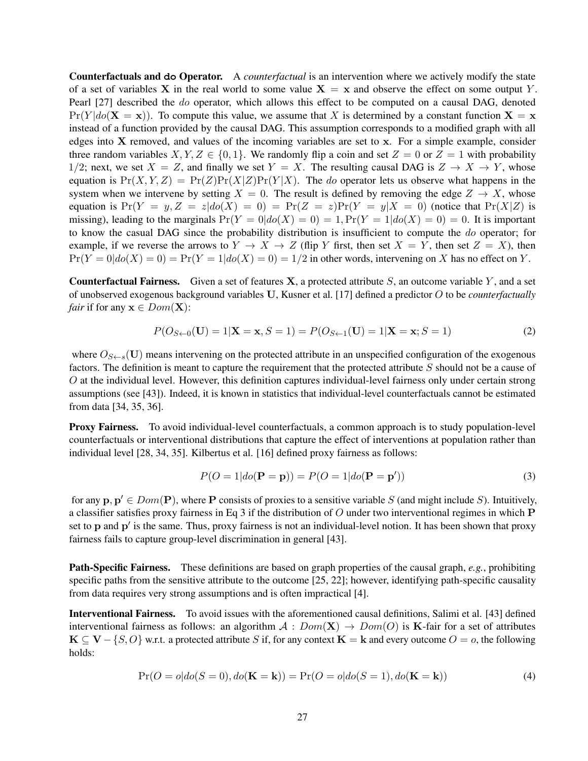**Counterfactuals and do Operator.** A *counterfactual* is an intervention where we actively modify the state of a set of variables $\mathbf{X}$ in the real world to some value $\mathbf{X} = \mathbf{x}$ and observe the effect on some output $Y$. Pearl [27] described the *do* operator, which allows this effect to be computed on a causal DAG, denoted $\Pr(Y|do(\mathbf{X} = \mathbf{x}))$. To compute this value, we assume that $X$ is determined by a constant function $\mathbf{X} = \mathbf{x}$ instead of a function provided by the causal DAG. This assumption corresponds to a modified graph with all edges into $\mathbf{X}$ removed, and values of the incoming variables are set to $\mathbf{x}$. For a simple example, consider three random variables $X, Y, Z \in \{0, 1\}$. We randomly flip a coin and set $Z = 0$ or $Z = 1$ with probability $1/2$; next, we set $X = Z$, and finally we set $Y = X$. The resulting causal DAG is $Z \to X \to Y$, whose equation is $\Pr(X, Y, Z) = \Pr(Z)\Pr(X|Z)\Pr(Y|X)$. The *do* operator lets us observe what happens in the system when we intervene by setting $X = 0$. The result is defined by removing the edge $Z \to X$, whose equation is $\Pr(Y = y, Z = z|do(X) = 0) = \Pr(Z = z)\Pr(Y = y|X = 0)$ (notice that $\Pr(X|Z)$ is missing), leading to the marginals $\Pr(Y = 0|do(X) = 0) = 1, \Pr(Y = 1|do(X) = 0) = 0$. It is important to know the casual DAG since the probability distribution is insufficient to compute the *do* operator; for example, if we reverse the arrows to $Y \to X \to Z$ (flip $Y$ first, then set $X = Y$, then set $Z = X$), then $\Pr(Y = 0|do(X) = 0) = \Pr(Y = 1|do(X) = 0) = 1/2$ in other words, intervening on $X$ has no effect on $Y$.

**Counterfactual Fairness.** Given a set of features $\mathbf{X}$, a protected attribute $S$, an outcome variable $Y$, and a set of unobserved exogenous background variables $\mathbf{U}$, Kusner et al. [17] defined a predictor $O$ to be *counterfactually fair* if for any $\mathbf{x} \in Dom(\mathbf{X})$:

$$P(O_{S\leftarrow 0}(\mathbf{U}) = 1|\mathbf{X} = \mathbf{x}, S = 1) = P(O_{S\leftarrow 1}(\mathbf{U}) = 1|\mathbf{X} = \mathbf{x}; S = 1) \tag{2}$$

where $O_{S\leftarrow s}(\mathbf{U})$ means intervening on the protected attribute in an unspecified configuration of the exogenous factors. The definition is meant to capture the requirement that the protected attribute $S$ should not be a cause of $O$ at the individual level. However, this definition captures individual-level fairness only under certain strong assumptions (see [43]). Indeed, it is known in statistics that individual-level counterfactuals cannot be estimated from data [34, 35, 36].

**Proxy Fairness.** To avoid individual-level counterfactuals, a common approach is to study population-level counterfactuals or interventional distributions that capture the effect of interventions at population rather than individual level [28, 34, 35]. Kilbertus et al. [16] defined proxy fairness as follows:

$$P(O = 1|do(\mathbf{P} = \mathbf{p})) = P(O = 1|do(\mathbf{P} = \mathbf{p}')) \tag{3}$$

for any $\mathbf{p}, \mathbf{p}' \in Dom(\mathbf{P})$, where $\mathbf{P}$ consists of proxies to a sensitive variable $S$ (and might include $S$). Intuitively, a classifier satisfies proxy fairness in Eq 3 if the distribution of $O$ under two interventional regimes in which $\mathbf{P}$ set to $\mathbf{p}$ and $\mathbf{p}'$ is the same. Thus, proxy fairness is not an individual-level notion. It has been shown that proxy fairness fails to capture group-level discrimination in general [43].

**Path-Specific Fairness.** These definitions are based on graph properties of the causal graph, *e.g.*, prohibiting specific paths from the sensitive attribute to the outcome [25, 22]; however, identifying path-specific causality from data requires very strong assumptions and is often impractical [4].

**Interventional Fairness.** To avoid issues with the aforementioned causal definitions, Salimi et al. [43] defined interventional fairness as follows: an algorithm $\mathcal{A} : Dom(\mathbf{X}) \to Dom(O)$ is $\mathbf{K}$-fair for a set of attributes $\mathbf{K} \subseteq \mathbf{V} - \{S, O\}$ w.r.t. a protected attribute $S$ if, for any context $\mathbf{K} = \mathbf{k}$ and every outcome $O = o$, the following holds:

$$\Pr(O = o|do(S = 0), do(\mathbf{K} = \mathbf{k})) = \Pr(O = o|do(S = 1), do(\mathbf{K} = \mathbf{k})) \tag{4}$$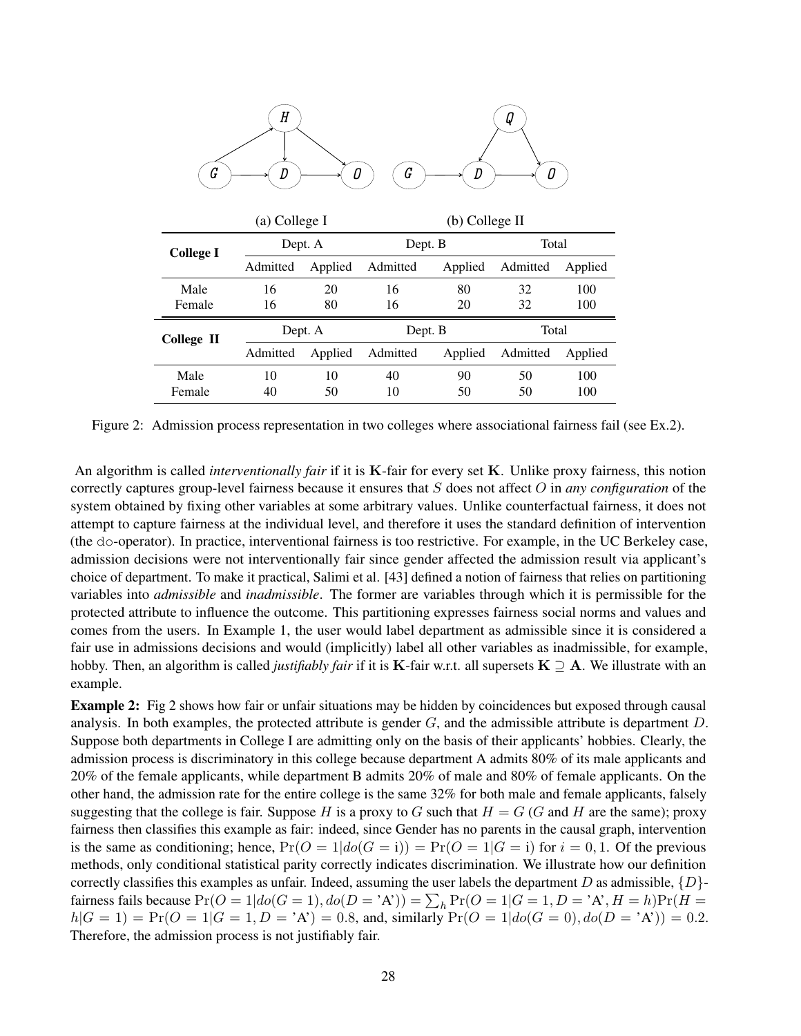(a) College I (b) College II

<table>
<tr><th rowspan="2">College I</th><th colspan="2">Dept. A</th><th colspan="2">Dept. B</th><th colspan="2">Total</th></tr>
<tr><th>Admitted</th><th>Applied</th><th>Admitted</th><th>Applied</th><th>Admitted</th><th>Applied</th></tr>
<tr><td>Male</td><td>16</td><td>20</td><td>16</td><td>80</td><td>32</td><td>100</td></tr>
<tr><td>Female</td><td>16</td><td>80</td><td>16</td><td>20</td><td>32</td><td>100</td></tr>
<tr><th rowspan="2">College II</th><th colspan="2">Dept. A</th><th colspan="2">Dept. B</th><th colspan="2">Total</th></tr>
<tr><th>Admitted</th><th>Applied</th><th>Admitted</th><th>Applied</th><th>Admitted</th><th>Applied</th></tr>
<tr><td>Male</td><td>10</td><td>10</td><td>40</td><td>90</td><td>50</td><td>100</td></tr>
<tr><td>Female</td><td>40</td><td>50</td><td>10</td><td>50</td><td>50</td><td>100</td></tr>
</table>

Figure 2: Admission process representation in two colleges where associational fairness fail (see Ex.2).

An algorithm is called *interventionally fair* if it is $\mathbf{K}$-fair for every set $\mathbf{K}$. Unlike proxy fairness, this notion correctly captures group-level fairness because it ensures that $S$ does not affect $O$ in *any configuration* of the system obtained by fixing other variables at some arbitrary values. Unlike counterfactual fairness, it does not attempt to capture fairness at the individual level, and therefore it uses the standard definition of intervention (the do-operator). In practice, interventional fairness is too restrictive. For example, in the UC Berkeley case, admission decisions were not interventionally fair since gender affected the admission result via applicant's choice of department. To make it practical, Salimi et al. [43] defined a notion of fairness that relies on partitioning variables into *admissible* and *inadmissible*. The former are variables through which it is permissible for the protected attribute to influence the outcome. This partitioning expresses fairness social norms and values and comes from the users. In Example 1, the user would label department as admissible since it is considered a fair use in admissions decisions and would (implicitly) label all other variables as inadmissible, for example, hobby. Then, an algorithm is called *justifiably fair* if it is $\mathbf{K}$-fair w.r.t. all supersets $\mathbf{K} \supseteq \mathbf{A}$. We illustrate with an example.

**Example 2:** Fig 2 shows how fair or unfair situations may be hidden by coincidences but exposed through causal analysis. In both examples, the protected attribute is gender $G$, and the admissible attribute is department $D$. Suppose both departments in College I are admitting only on the basis of their applicants' hobbies. Clearly, the admission process is discriminatory in this college because department A admits 80% of its male applicants and 20% of the female applicants, while department B admits 20% of male and 80% of female applicants. On the other hand, the admission rate for the entire college is the same 32% for both male and female applicants, falsely suggesting that the college is fair. Suppose $H$ is a proxy to $G$ such that $H = G$ ($G$ and $H$ are the same); proxy fairness then classifies this example as fair: indeed, since Gender has no parents in the causal graph, intervention is the same as conditioning; hence, $\Pr(O = 1|do(G = \text{i})) = \Pr(O = 1|G = \text{i})$ for $i = 0, 1$. Of the previous methods, only conditional statistical parity correctly indicates discrimination. We illustrate how our definition correctly classifies this examples as unfair. Indeed, assuming the user labels the department $D$ as admissible, $\{D\}$-fairness fails because $\Pr(O = 1|do(G = 1), do(D = \text{'A'})) = \sum_h \Pr(O = 1|G = 1, D = \text{'A'}, H = h)\Pr(H = h|G = 1) = \Pr(O = 1|G = 1, D = \text{'A'}) = 0.8$, and, similarly $\Pr(O = 1|do(G = 0), do(D = \text{'A'})) = 0.2$. Therefore, the admission process is not justifiably fair.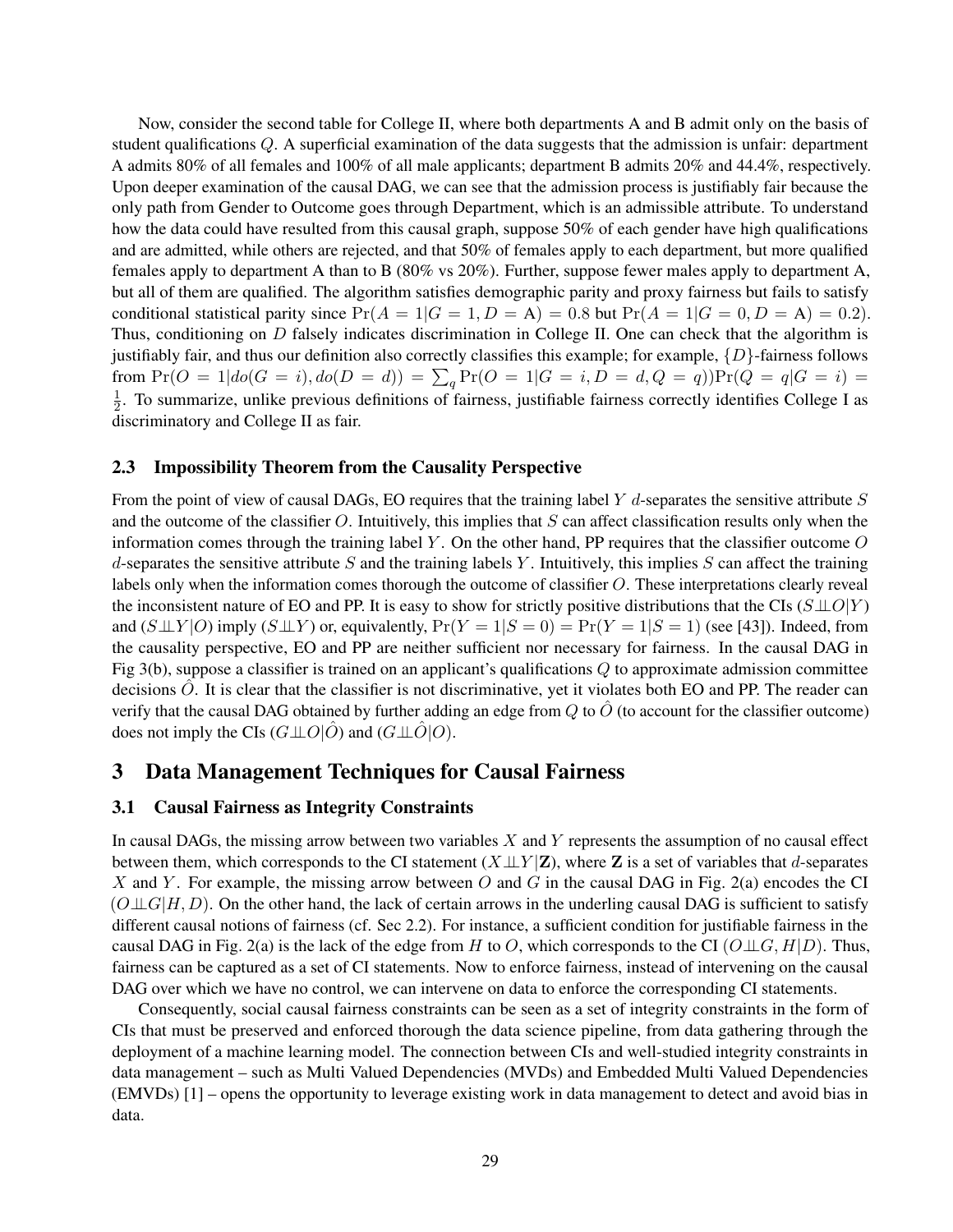Now, consider the second table for College II, where both departments A and B admit only on the basis of student qualifications $Q$. A superficial examination of the data suggests that the admission is unfair: department A admits 80% of all females and 100% of all male applicants; department B admits 20% and 44.4%, respectively. Upon deeper examination of the causal DAG, we can see that the admission process is justifiably fair because the only path from Gender to Outcome goes through Department, which is an admissible attribute. To understand how the data could have resulted from this causal graph, suppose 50% of each gender have high qualifications and are admitted, while others are rejected, and that 50% of females apply to each department, but more qualified females apply to department A than to B (80% vs 20%). Further, suppose fewer males apply to department A, but all of them are qualified. The algorithm satisfies demographic parity and proxy fairness but fails to satisfy conditional statistical parity since $\Pr(A = 1|G = 1, D = \text{A}) = 0.8$ but $\Pr(A = 1|G = 0, D = \text{A}) = 0.2$). Thus, conditioning on $D$ falsely indicates discrimination in College II. One can check that the algorithm is justifiably fair, and thus our definition also correctly classifies this example; for example, $\{D\}$-fairness follows from $\Pr(O = 1|do(G = i), do(D = d)) = \sum_q \Pr(O = 1|G = i, D = d, Q = q))\Pr(Q = q|G = i) = \frac{1}{2}$. To summarize, unlike previous definitions of fairness, justifiable fairness correctly identifies College I as discriminatory and College II as fair.

### 2.3 Impossibility Theorem from the Causality Perspective

From the point of view of causal DAGs, EO requires that the training label $Y$ $d$-separates the sensitive attribute $S$ and the outcome of the classifier $O$. Intuitively, this implies that $S$ can affect classification results only when the information comes through the training label $Y$. On the other hand, PP requires that the classifier outcome $O$ $d$-separates the sensitive attribute $S$ and the training labels $Y$. Intuitively, this implies $S$ can affect the training labels only when the information comes thorough the outcome of classifier $O$. These interpretations clearly reveal the inconsistent nature of EO and PP. It is easy to show for strictly positive distributions that the CIs $(S \perp\!\!\!\perp O|Y)$ and $(S \perp\!\!\!\perp Y|O)$ imply $(S \perp\!\!\!\perp Y)$ or, equivalently, $\Pr(Y = 1|S = 0) = \Pr(Y = 1|S = 1)$ (see [43]). Indeed, from the causality perspective, EO and PP are neither sufficient nor necessary for fairness. In the causal DAG in Fig 3(b), suppose a classifier is trained on an applicant's qualifications $Q$ to approximate admission committee decisions $\hat{O}$. It is clear that the classifier is not discriminative, yet it violates both EO and PP. The reader can verify that the causal DAG obtained by further adding an edge from $Q$ to $\hat{O}$ (to account for the classifier outcome) does not imply the CIs $(G \perp\!\!\!\perp O|\hat{O})$ and $(G \perp\!\!\!\perp \hat{O}|O)$.

## 3 Data Management Techniques for Causal Fairness

### 3.1 Causal Fairness as Integrity Constraints

In causal DAGs, the missing arrow between two variables $X$ and $Y$ represents the assumption of no causal effect between them, which corresponds to the CI statement $(X \perp\!\!\!\perp Y|\mathbf{Z})$, where $\mathbf{Z}$ is a set of variables that $d$-separates $X$ and $Y$. For example, the missing arrow between $O$ and $G$ in the causal DAG in Fig. 2(a) encodes the CI $(O \perp\!\!\!\perp G|H, D)$. On the other hand, the lack of certain arrows in the underling causal DAG is sufficient to satisfy different causal notions of fairness (cf. Sec 2.2). For instance, a sufficient condition for justifiable fairness in the causal DAG in Fig. 2(a) is the lack of the edge from $H$ to $O$, which corresponds to the CI $(O \perp\!\!\!\perp G, H|D)$. Thus, fairness can be captured as a set of CI statements. Now to enforce fairness, instead of intervening on the causal DAG over which we have no control, we can intervene on data to enforce the corresponding CI statements.

Consequently, social causal fairness constraints can be seen as a set of integrity constraints in the form of CIs that must be preserved and enforced thorough the data science pipeline, from data gathering through the deployment of a machine learning model. The connection between CIs and well-studied integrity constraints in data management – such as Multi Valued Dependencies (MVDs) and Embedded Multi Valued Dependencies (EMVDs) [1] – opens the opportunity to leverage existing work in data management to detect and avoid bias in data.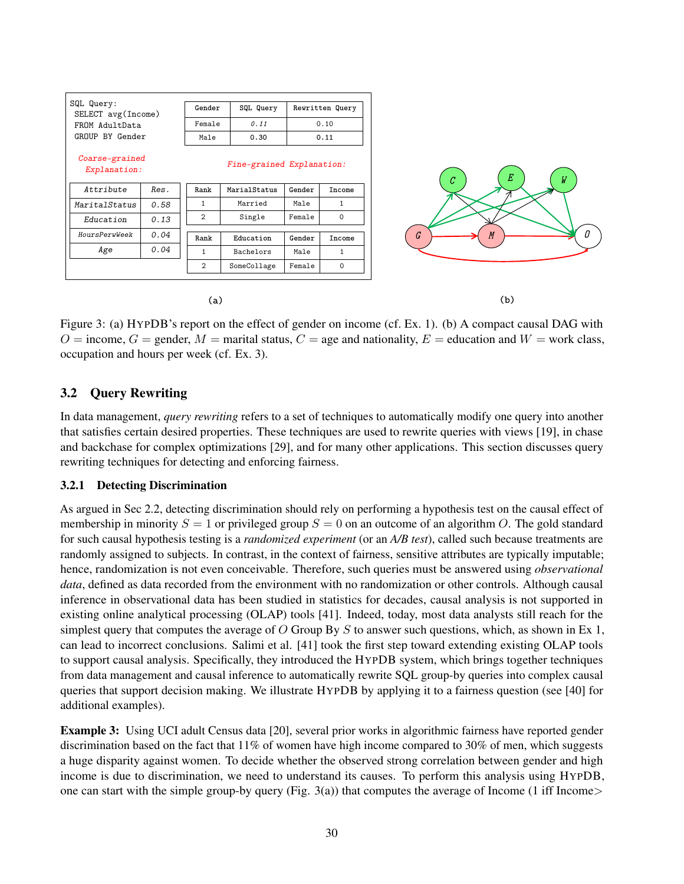SQL Query:

```
SELECT avg(Income)
FROM AdultData
GROUP BY Gender
```

| Gender | SQL Query | Rewritten Query |
|---|---|---|
| Female | 0.11 | 0.10 |
| Male | 0.30 | 0.11 |

*Coarse-grained Explanation:*

| Attribute | Res. |
|---|---|
| MaritalStatus | 0.58 |
| Education | 0.13 |
| HoursPerwWeek | 0.04 |
| Age | 0.04 |

*Fine-grained Explanation:*

| Rank | MarialStatus | Gender | Income |
|---|---|---|---|
| 1 | Married | Male | 1 |
| 2 | Single | Female | 0 |

| Rank | Education | Gender | Income |
|---|---|---|---|
| 1 | Bachelors | Male | 1 |
| 2 | SomeCollage | Female | 0 |

(a)

(b)

Figure 3: (a) HYPDB's report on the effect of gender on income (cf. Ex. 1). (b) A compact causal DAG with $O$ = income, $G$ = gender, $M$ = marital status, $C$ = age and nationality, $E$ = education and $W$ = work class, occupation and hours per week (cf. Ex. 3).

### 3.2 Query Rewriting

In data management, *query rewriting* refers to a set of techniques to automatically modify one query into another that satisfies certain desired properties. These techniques are used to rewrite queries with views [19], in chase and backchase for complex optimizations [29], and for many other applications. This section discusses query rewriting techniques for detecting and enforcing fairness.

#### 3.2.1 Detecting Discrimination

As argued in Sec 2.2, detecting discrimination should rely on performing a hypothesis test on the causal effect of membership in minority $S = 1$ or privileged group $S = 0$ on an outcome of an algorithm $O$. The gold standard for such causal hypothesis testing is a *randomized experiment* (or an *A/B test*), called such because treatments are randomly assigned to subjects. In contrast, in the context of fairness, sensitive attributes are typically imputable; hence, randomization is not even conceivable. Therefore, such queries must be answered using *observational data*, defined as data recorded from the environment with no randomization or other controls. Although causal inference in observational data has been studied in statistics for decades, causal analysis is not supported in existing online analytical processing (OLAP) tools [41]. Indeed, today, most data analysts still reach for the simplest query that computes the average of $O$ Group By $S$ to answer such questions, which, as shown in Ex 1, can lead to incorrect conclusions. Salimi et al. [41] took the first step toward extending existing OLAP tools to support causal analysis. Specifically, they introduced the HYPDB system, which brings together techniques from data management and causal inference to automatically rewrite SQL group-by queries into complex causal queries that support decision making. We illustrate HYPDB by applying it to a fairness question (see [40] for additional examples).

**Example 3:** Using UCI adult Census data [20], several prior works in algorithmic fairness have reported gender discrimination based on the fact that 11% of women have high income compared to 30% of men, which suggests a huge disparity against women. To decide whether the observed strong correlation between gender and high income is due to discrimination, we need to understand its causes. To perform this analysis using HYPDB, one can start with the simple group-by query (Fig. 3(a)) that computes the average of Income (1 iff Income>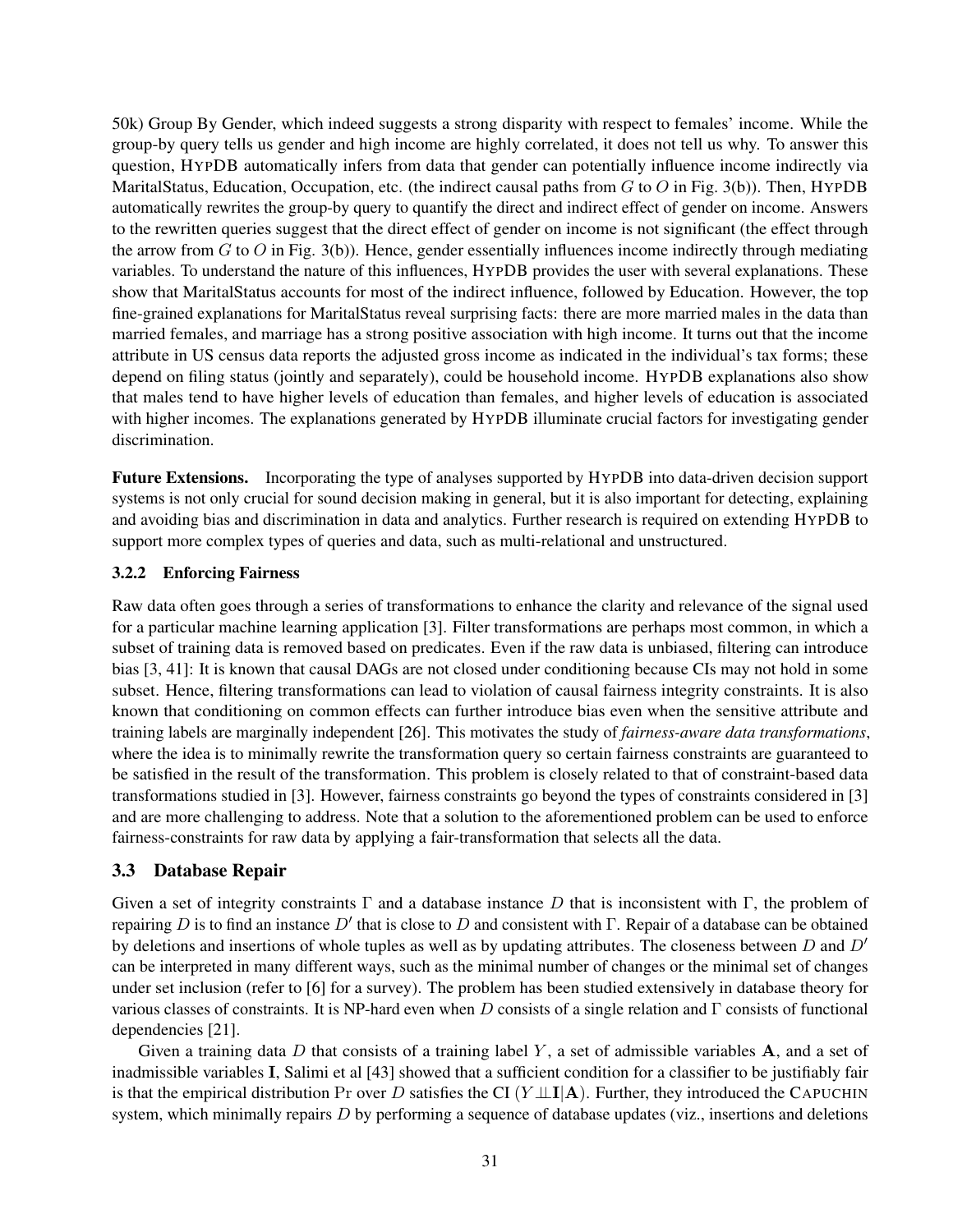50k) Group By Gender, which indeed suggests a strong disparity with respect to females' income. While the group-by query tells us gender and high income are highly correlated, it does not tell us why. To answer this question, HypDB automatically infers from data that gender can potentially influence income indirectly via MaritalStatus, Education, Occupation, etc. (the indirect causal paths from $G$ to $O$ in Fig. 3(b)). Then, HypDB automatically rewrites the group-by query to quantify the direct and indirect effect of gender on income. Answers to the rewritten queries suggest that the direct effect of gender on income is not significant (the effect through the arrow from $G$ to $O$ in Fig. 3(b)). Hence, gender essentially influences income indirectly through mediating variables. To understand the nature of this influences, HypDB provides the user with several explanations. These show that MaritalStatus accounts for most of the indirect influence, followed by Education. However, the top fine-grained explanations for MaritalStatus reveal surprising facts: there are more married males in the data than married females, and marriage has a strong positive association with high income. It turns out that the income attribute in US census data reports the adjusted gross income as indicated in the individual's tax forms; these depend on filing status (jointly and separately), could be household income. HypDB explanations also show that males tend to have higher levels of education than females, and higher levels of education is associated with higher incomes. The explanations generated by HypDB illuminate crucial factors for investigating gender discrimination.

**Future Extensions.** Incorporating the type of analyses supported by HypDB into data-driven decision support systems is not only crucial for sound decision making in general, but it is also important for detecting, explaining and avoiding bias and discrimination in data and analytics. Further research is required on extending HypDB to support more complex types of queries and data, such as multi-relational and unstructured.

#### 3.2.2 Enforcing Fairness

Raw data often goes through a series of transformations to enhance the clarity and relevance of the signal used for a particular machine learning application [3]. Filter transformations are perhaps most common, in which a subset of training data is removed based on predicates. Even if the raw data is unbiased, filtering can introduce bias [3, 41]: It is known that causal DAGs are not closed under conditioning because CIs may not hold in some subset. Hence, filtering transformations can lead to violation of causal fairness integrity constraints. It is also known that conditioning on common effects can further introduce bias even when the sensitive attribute and training labels are marginally independent [26]. This motivates the study of *fairness-aware data transformations*, where the idea is to minimally rewrite the transformation query so certain fairness constraints are guaranteed to be satisfied in the result of the transformation. This problem is closely related to that of constraint-based data transformations studied in [3]. However, fairness constraints go beyond the types of constraints considered in [3] and are more challenging to address. Note that a solution to the aforementioned problem can be used to enforce fairness-constraints for raw data by applying a fair-transformation that selects all the data.

### 3.3 Database Repair

Given a set of integrity constraints $\Gamma$ and a database instance $D$ that is inconsistent with $\Gamma$, the problem of repairing $D$ is to find an instance $D'$ that is close to $D$ and consistent with $\Gamma$. Repair of a database can be obtained by deletions and insertions of whole tuples as well as by updating attributes. The closeness between $D$ and $D'$ can be interpreted in many different ways, such as the minimal number of changes or the minimal set of changes under set inclusion (refer to [6] for a survey). The problem has been studied extensively in database theory for various classes of constraints. It is NP-hard even when $D$ consists of a single relation and $\Gamma$ consists of functional dependencies [21].

Given a training data $D$ that consists of a training label $Y$, a set of admissible variables $\mathbf{A}$, and a set of inadmissible variables $\mathbf{I}$, Salimi et al [43] showed that a sufficient condition for a classifier to be justifiably fair is that the empirical distribution $\Pr$ over $D$ satisfies the CI $(Y \perp\!\!\!\perp \mathbf{I} | \mathbf{A})$. Further, they introduced the Capuchin system, which minimally repairs $D$ by performing a sequence of database updates (viz., insertions and deletions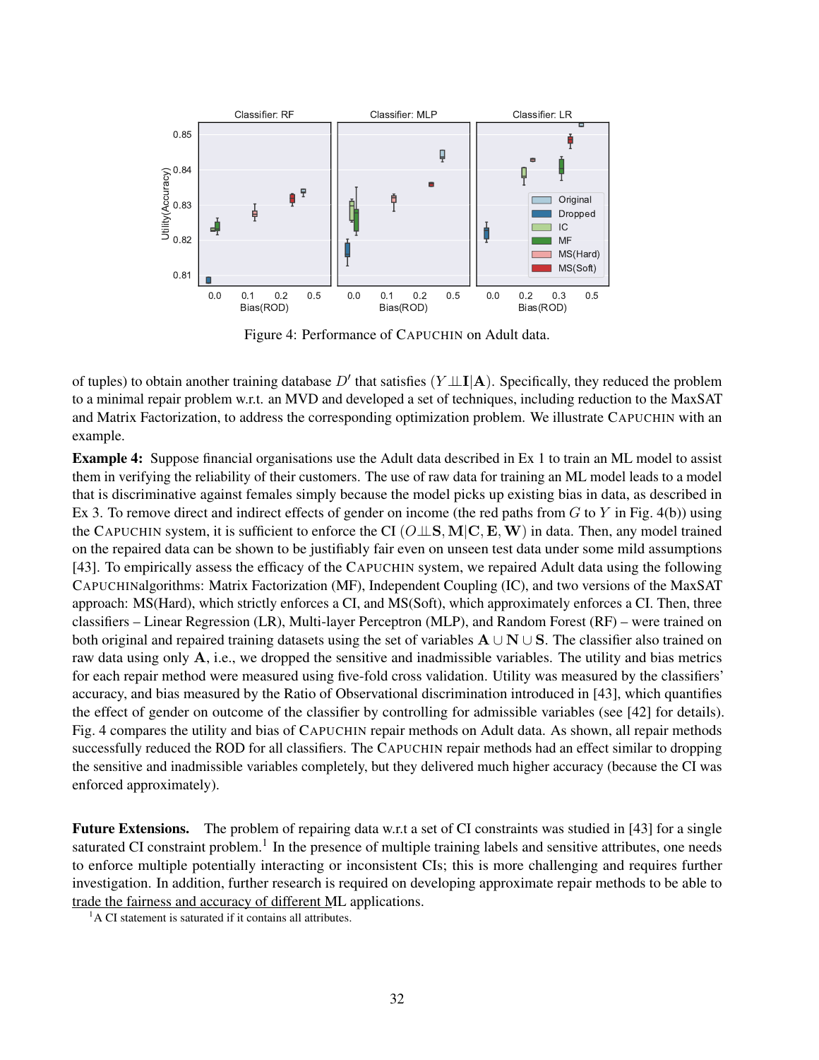Figure 4: Performance of CAPUCHIN on Adult data.

of tuples) to obtain another training database $D'$ that satisfies $(Y \perp\!\!\!\perp \mathbf{I} | \mathbf{A})$. Specifically, they reduced the problem to a minimal repair problem w.r.t. an MVD and developed a set of techniques, including reduction to the MaxSAT and Matrix Factorization, to address the corresponding optimization problem. We illustrate CAPUCHIN with an example.

**Example 4:** Suppose financial organisations use the Adult data described in Ex 1 to train an ML model to assist them in verifying the reliability of their customers. The use of raw data for training an ML model leads to a model that is discriminative against females simply because the model picks up existing bias in data, as described in Ex 3. To remove direct and indirect effects of gender on income (the red paths from $G$ to $Y$ in Fig. 4(b)) using the CAPUCHIN system, it is sufficient to enforce the CI $(O \perp\!\!\!\perp \mathbf{S}, \mathbf{M} | \mathbf{C}, \mathbf{E}, \mathbf{W})$ in data. Then, any model trained on the repaired data can be shown to be justifiably fair even on unseen test data under some mild assumptions [43]. To empirically assess the efficacy of the CAPUCHIN system, we repaired Adult data using the following CAPUCHINalgorithms: Matrix Factorization (MF), Independent Coupling (IC), and two versions of the MaxSAT approach: MS(Hard), which strictly enforces a CI, and MS(Soft), which approximately enforces a CI. Then, three classifiers – Linear Regression (LR), Multi-layer Perceptron (MLP), and Random Forest (RF) – were trained on both original and repaired training datasets using the set of variables $\mathbf{A} \cup \mathbf{N} \cup \mathbf{S}$. The classifier also trained on raw data using only $\mathbf{A}$, i.e., we dropped the sensitive and inadmissible variables. The utility and bias metrics for each repair method were measured using five-fold cross validation. Utility was measured by the classifiers' accuracy, and bias measured by the Ratio of Observational discrimination introduced in [43], which quantifies the effect of gender on outcome of the classifier by controlling for admissible variables (see [42] for details). Fig. 4 compares the utility and bias of CAPUCHIN repair methods on Adult data. As shown, all repair methods successfully reduced the ROD for all classifiers. The CAPUCHIN repair methods had an effect similar to dropping the sensitive and inadmissible variables completely, but they delivered much higher accuracy (because the CI was enforced approximately).

**Future Extensions.** The problem of repairing data w.r.t a set of CI constraints was studied in [43] for a single saturated CI constraint problem.[1] In the presence of multiple training labels and sensitive attributes, one needs to enforce multiple potentially interacting or inconsistent CIs; this is more challenging and requires further investigation. In addition, further research is required on developing approximate repair methods to be able to trade the fairness and accuracy of different ML applications.

[1] A CI statement is saturated if it contains all attributes.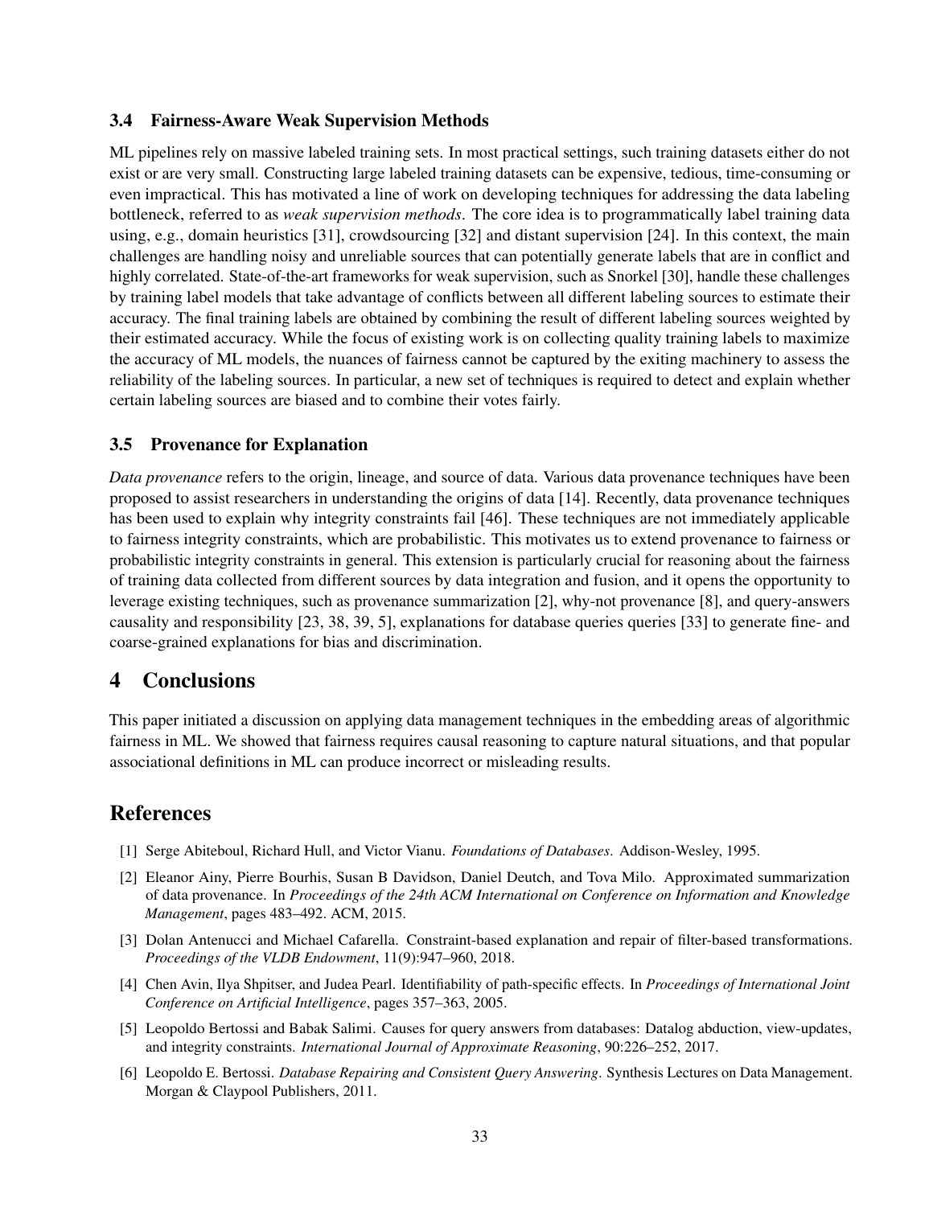### 3.4 Fairness-Aware Weak Supervision Methods

ML pipelines rely on massive labeled training sets. In most practical settings, such training datasets either do not exist or are very small. Constructing large labeled training datasets can be expensive, tedious, time-consuming or even impractical. This has motivated a line of work on developing techniques for addressing the data labeling bottleneck, referred to as *weak supervision methods*. The core idea is to programmatically label training data using, e.g., domain heuristics [31], crowdsourcing [32] and distant supervision [24]. In this context, the main challenges are handling noisy and unreliable sources that can potentially generate labels that are in conflict and highly correlated. State-of-the-art frameworks for weak supervision, such as Snorkel [30], handle these challenges by training label models that take advantage of conflicts between all different labeling sources to estimate their accuracy. The final training labels are obtained by combining the result of different labeling sources weighted by their estimated accuracy. While the focus of existing work is on collecting quality training labels to maximize the accuracy of ML models, the nuances of fairness cannot be captured by the exiting machinery to assess the reliability of the labeling sources. In particular, a new set of techniques is required to detect and explain whether certain labeling sources are biased and to combine their votes fairly.

### 3.5 Provenance for Explanation

*Data provenance* refers to the origin, lineage, and source of data. Various data provenance techniques have been proposed to assist researchers in understanding the origins of data [14]. Recently, data provenance techniques has been used to explain why integrity constraints fail [46]. These techniques are not immediately applicable to fairness integrity constraints, which are probabilistic. This motivates us to extend provenance to fairness or probabilistic integrity constraints in general. This extension is particularly crucial for reasoning about the fairness of training data collected from different sources by data integration and fusion, and it opens the opportunity to leverage existing techniques, such as provenance summarization [2], why-not provenance [8], and query-answers causality and responsibility [23, 38, 39, 5], explanations for database queries queries [33] to generate fine- and coarse-grained explanations for bias and discrimination.

## 4 Conclusions

This paper initiated a discussion on applying data management techniques in the embedding areas of algorithmic fairness in ML. We showed that fairness requires causal reasoning to capture natural situations, and that popular associational definitions in ML can produce incorrect or misleading results.

## References

[1] Serge Abiteboul, Richard Hull, and Victor Vianu. *Foundations of Databases*. Addison-Wesley, 1995.

[2] Eleanor Ainy, Pierre Bourhis, Susan B Davidson, Daniel Deutch, and Tova Milo. Approximated summarization of data provenance. In *Proceedings of the 24th ACM International on Conference on Information and Knowledge Management*, pages 483–492. ACM, 2015.

[3] Dolan Antenucci and Michael Cafarella. Constraint-based explanation and repair of filter-based transformations. *Proceedings of the VLDB Endowment*, 11(9):947–960, 2018.

[4] Chen Avin, Ilya Shpitser, and Judea Pearl. Identifiability of path-specific effects. In *Proceedings of International Joint Conference on Artificial Intelligence*, pages 357–363, 2005.

[5] Leopoldo Bertossi and Babak Salimi. Causes for query answers from databases: Datalog abduction, view-updates, and integrity constraints. *International Journal of Approximate Reasoning*, 90:226–252, 2017.

[6] Leopoldo E. Bertossi. *Database Repairing and Consistent Query Answering*. Synthesis Lectures on Data Management. Morgan & Claypool Publishers, 2011.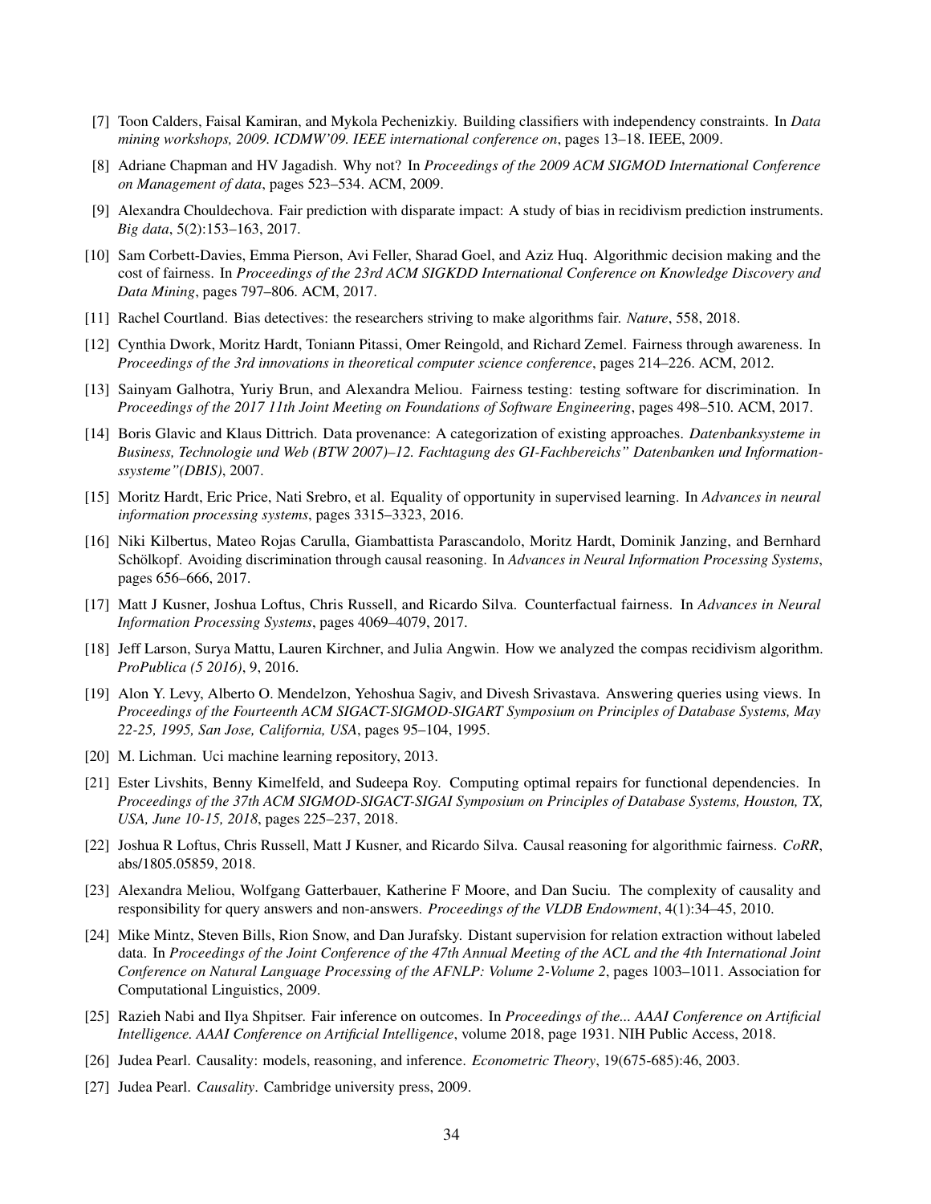[7] Toon Calders, Faisal Kamiran, and Mykola Pechenizkiy. Building classifiers with independency constraints. In *Data mining workshops, 2009. ICDMW'09. IEEE international conference on*, pages 13–18. IEEE, 2009.

[8] Adriane Chapman and HV Jagadish. Why not? In *Proceedings of the 2009 ACM SIGMOD International Conference on Management of data*, pages 523–534. ACM, 2009.

[9] Alexandra Chouldechova. Fair prediction with disparate impact: A study of bias in recidivism prediction instruments. *Big data*, 5(2):153–163, 2017.

[10] Sam Corbett-Davies, Emma Pierson, Avi Feller, Sharad Goel, and Aziz Huq. Algorithmic decision making and the cost of fairness. In *Proceedings of the 23rd ACM SIGKDD International Conference on Knowledge Discovery and Data Mining*, pages 797–806. ACM, 2017.

[11] Rachel Courtland. Bias detectives: the researchers striving to make algorithms fair. *Nature*, 558, 2018.

[12] Cynthia Dwork, Moritz Hardt, Toniann Pitassi, Omer Reingold, and Richard Zemel. Fairness through awareness. In *Proceedings of the 3rd innovations in theoretical computer science conference*, pages 214–226. ACM, 2012.

[13] Sainyam Galhotra, Yuriy Brun, and Alexandra Meliou. Fairness testing: testing software for discrimination. In *Proceedings of the 2017 11th Joint Meeting on Foundations of Software Engineering*, pages 498–510. ACM, 2017.

[14] Boris Glavic and Klaus Dittrich. Data provenance: A categorization of existing approaches. *Datenbanksysteme in Business, Technologie und Web (BTW 2007)–12. Fachtagung des GI-Fachbereichs" Datenbanken und Informationssysteme"(DBIS)*, 2007.

[15] Moritz Hardt, Eric Price, Nati Srebro, et al. Equality of opportunity in supervised learning. In *Advances in neural information processing systems*, pages 3315–3323, 2016.

[16] Niki Kilbertus, Mateo Rojas Carulla, Giambattista Parascandolo, Moritz Hardt, Dominik Janzing, and Bernhard Schölkopf. Avoiding discrimination through causal reasoning. In *Advances in Neural Information Processing Systems*, pages 656–666, 2017.

[17] Matt J Kusner, Joshua Loftus, Chris Russell, and Ricardo Silva. Counterfactual fairness. In *Advances in Neural Information Processing Systems*, pages 4069–4079, 2017.

[18] Jeff Larson, Surya Mattu, Lauren Kirchner, and Julia Angwin. How we analyzed the compas recidivism algorithm. *ProPublica (5 2016)*, 9, 2016.

[19] Alon Y. Levy, Alberto O. Mendelzon, Yehoshua Sagiv, and Divesh Srivastava. Answering queries using views. In *Proceedings of the Fourteenth ACM SIGACT-SIGMOD-SIGART Symposium on Principles of Database Systems, May 22-25, 1995, San Jose, California, USA*, pages 95–104, 1995.

[20] M. Lichman. Uci machine learning repository, 2013.

[21] Ester Livshits, Benny Kimelfeld, and Sudeepa Roy. Computing optimal repairs for functional dependencies. In *Proceedings of the 37th ACM SIGMOD-SIGACT-SIGAI Symposium on Principles of Database Systems, Houston, TX, USA, June 10-15, 2018*, pages 225–237, 2018.

[22] Joshua R Loftus, Chris Russell, Matt J Kusner, and Ricardo Silva. Causal reasoning for algorithmic fairness. *CoRR*, abs/1805.05859, 2018.

[23] Alexandra Meliou, Wolfgang Gatterbauer, Katherine F Moore, and Dan Suciu. The complexity of causality and responsibility for query answers and non-answers. *Proceedings of the VLDB Endowment*, 4(1):34–45, 2010.

[24] Mike Mintz, Steven Bills, Rion Snow, and Dan Jurafsky. Distant supervision for relation extraction without labeled data. In *Proceedings of the Joint Conference of the 47th Annual Meeting of the ACL and the 4th International Joint Conference on Natural Language Processing of the AFNLP: Volume 2-Volume 2*, pages 1003–1011. Association for Computational Linguistics, 2009.

[25] Razieh Nabi and Ilya Shpitser. Fair inference on outcomes. In *Proceedings of the... AAAI Conference on Artificial Intelligence. AAAI Conference on Artificial Intelligence*, volume 2018, page 1931. NIH Public Access, 2018.

[26] Judea Pearl. Causality: models, reasoning, and inference. *Econometric Theory*, 19(675-685):46, 2003.

[27] Judea Pearl. *Causality*. Cambridge university press, 2009.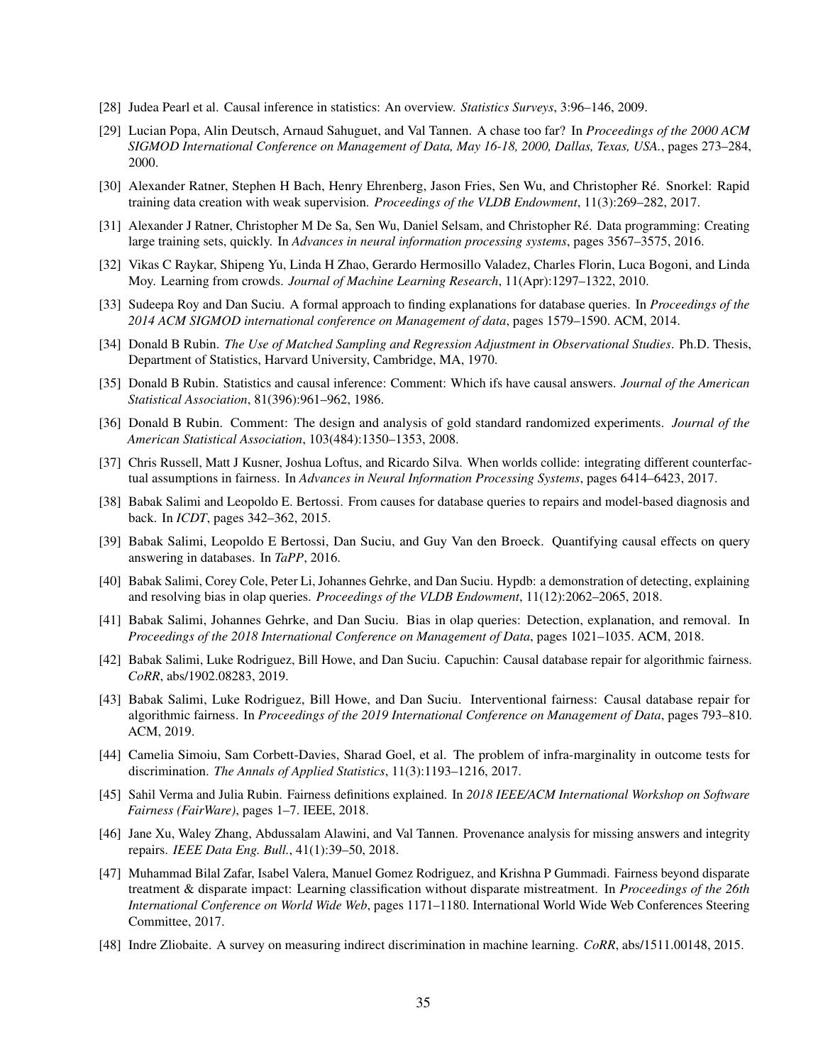[28] Judea Pearl et al. Causal inference in statistics: An overview. *Statistics Surveys*, 3:96–146, 2009.

[29] Lucian Popa, Alin Deutsch, Arnaud Sahuguet, and Val Tannen. A chase too far? In *Proceedings of the 2000 ACM SIGMOD International Conference on Management of Data, May 16-18, 2000, Dallas, Texas, USA.*, pages 273–284, 2000.

[30] Alexander Ratner, Stephen H Bach, Henry Ehrenberg, Jason Fries, Sen Wu, and Christopher Ré. Snorkel: Rapid training data creation with weak supervision. *Proceedings of the VLDB Endowment*, 11(3):269–282, 2017.

[31] Alexander J Ratner, Christopher M De Sa, Sen Wu, Daniel Selsam, and Christopher Ré. Data programming: Creating large training sets, quickly. In *Advances in neural information processing systems*, pages 3567–3575, 2016.

[32] Vikas C Raykar, Shipeng Yu, Linda H Zhao, Gerardo Hermosillo Valadez, Charles Florin, Luca Bogoni, and Linda Moy. Learning from crowds. *Journal of Machine Learning Research*, 11(Apr):1297–1322, 2010.

[33] Sudeepa Roy and Dan Suciu. A formal approach to finding explanations for database queries. In *Proceedings of the 2014 ACM SIGMOD international conference on Management of data*, pages 1579–1590. ACM, 2014.

[34] Donald B Rubin. *The Use of Matched Sampling and Regression Adjustment in Observational Studies*. Ph.D. Thesis, Department of Statistics, Harvard University, Cambridge, MA, 1970.

[35] Donald B Rubin. Statistics and causal inference: Comment: Which ifs have causal answers. *Journal of the American Statistical Association*, 81(396):961–962, 1986.

[36] Donald B Rubin. Comment: The design and analysis of gold standard randomized experiments. *Journal of the American Statistical Association*, 103(484):1350–1353, 2008.

[37] Chris Russell, Matt J Kusner, Joshua Loftus, and Ricardo Silva. When worlds collide: integrating different counterfactual assumptions in fairness. In *Advances in Neural Information Processing Systems*, pages 6414–6423, 2017.

[38] Babak Salimi and Leopoldo E. Bertossi. From causes for database queries to repairs and model-based diagnosis and back. In *ICDT*, pages 342–362, 2015.

[39] Babak Salimi, Leopoldo E Bertossi, Dan Suciu, and Guy Van den Broeck. Quantifying causal effects on query answering in databases. In *TaPP*, 2016.

[40] Babak Salimi, Corey Cole, Peter Li, Johannes Gehrke, and Dan Suciu. Hypdb: a demonstration of detecting, explaining and resolving bias in olap queries. *Proceedings of the VLDB Endowment*, 11(12):2062–2065, 2018.

[41] Babak Salimi, Johannes Gehrke, and Dan Suciu. Bias in olap queries: Detection, explanation, and removal. In *Proceedings of the 2018 International Conference on Management of Data*, pages 1021–1035. ACM, 2018.

[42] Babak Salimi, Luke Rodriguez, Bill Howe, and Dan Suciu. Capuchin: Causal database repair for algorithmic fairness. *CoRR*, abs/1902.08283, 2019.

[43] Babak Salimi, Luke Rodriguez, Bill Howe, and Dan Suciu. Interventional fairness: Causal database repair for algorithmic fairness. In *Proceedings of the 2019 International Conference on Management of Data*, pages 793–810. ACM, 2019.

[44] Camelia Simoiu, Sam Corbett-Davies, Sharad Goel, et al. The problem of infra-marginality in outcome tests for discrimination. *The Annals of Applied Statistics*, 11(3):1193–1216, 2017.

[45] Sahil Verma and Julia Rubin. Fairness definitions explained. In *2018 IEEE/ACM International Workshop on Software Fairness (FairWare)*, pages 1–7. IEEE, 2018.

[46] Jane Xu, Waley Zhang, Abdussalam Alawini, and Val Tannen. Provenance analysis for missing answers and integrity repairs. *IEEE Data Eng. Bull.*, 41(1):39–50, 2018.

[47] Muhammad Bilal Zafar, Isabel Valera, Manuel Gomez Rodriguez, and Krishna P Gummadi. Fairness beyond disparate treatment & disparate impact: Learning classification without disparate mistreatment. In *Proceedings of the 26th International Conference on World Wide Web*, pages 1171–1180. International World Wide Web Conferences Steering Committee, 2017.

[48] Indre Zliobaite. A survey on measuring indirect discrimination in machine learning. *CoRR*, abs/1511.00148, 2015.